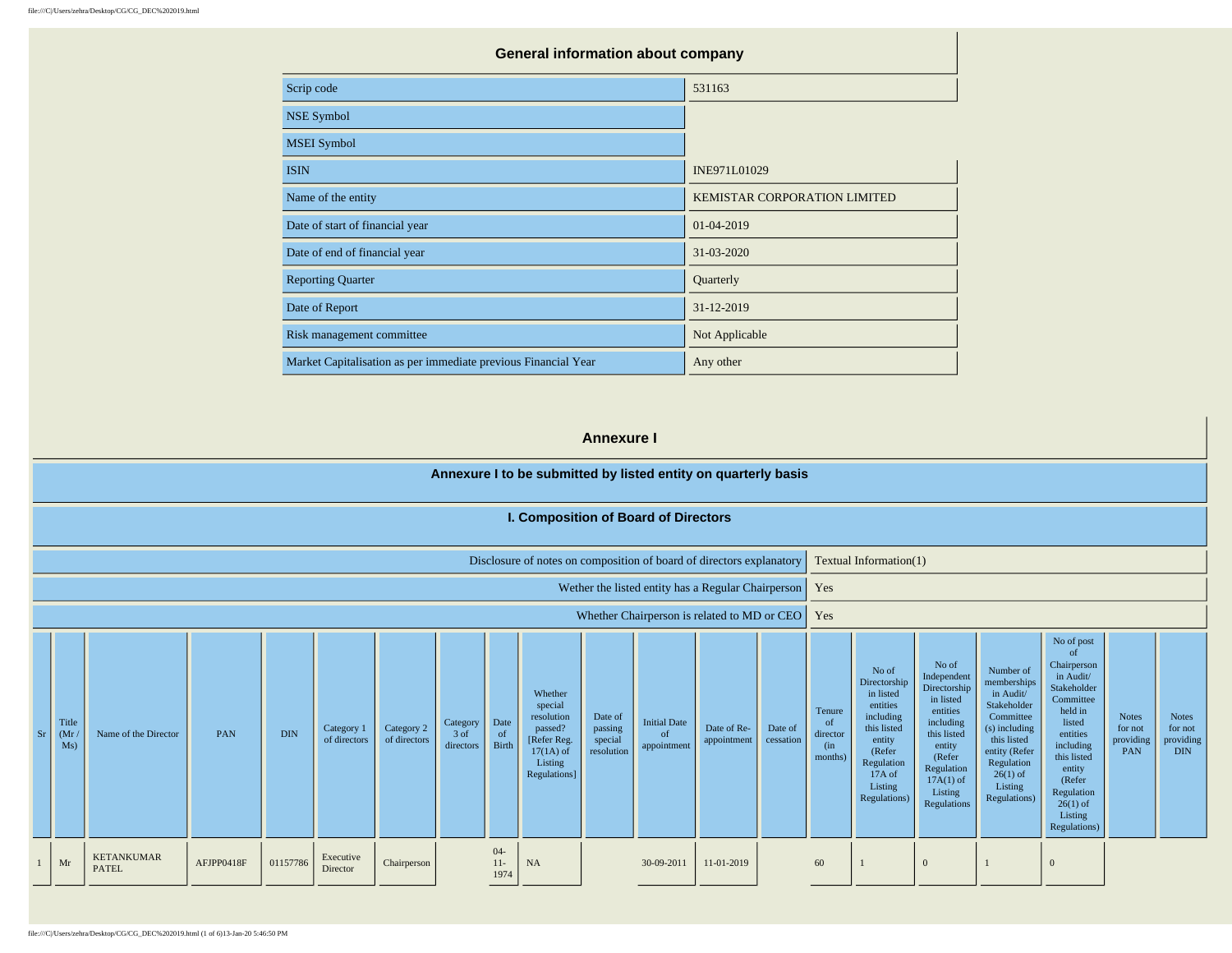## General information about company

| | |
|---|---|
| Scrip code | 531163 |
| NSE Symbol | |
| MSEI Symbol | |
| ISIN | INE971L01029 |
| Name of the entity | KEMISTAR CORPORATION LIMITED |
| Date of start of financial year | 01-04-2019 |
| Date of end of financial year | 31-03-2020 |
| Reporting Quarter | Quarterly |
| Date of Report | 31-12-2019 |
| Risk management committee | Not Applicable |
| Market Capitalisation as per immediate previous Financial Year | Any other |

## Annexure I

### Annexure I to be submitted by listed entity on quarterly basis

### I. Composition of Board of Directors

| | |
|---|---|
| Disclosure of notes on composition of board of directors explanatory | Textual Information(1) |
| Wether the listed entity has a Regular Chairperson | Yes |
| Whether Chairperson is related to MD or CEO | Yes |

| Sr | Title (Mr / Ms) | Name of the Director | PAN | DIN | Category 1 of directors | Category 2 of directors | Category 3 of directors | Date of Birth | Whether special resolution passed? [Refer Reg. 17(1A) of Listing Regulations] | Date of passing special resolution | Initial Date of appointment | Date of Re-appointment | Date of cessation | Tenure of director (in months) | No of Directorship in listed entities including this listed entity (Refer Regulation 17A of Listing Regulations) | No of Independent Directorship in listed entities including this listed entity (Refer Regulation 17A(1) of Listing Regulations | Number of memberships in Audit/ Stakeholder Committee (s) including this listed entity (Refer Regulation 26(1) of Listing Regulations) | No of post of Chairperson in Audit/ Stakeholder Committee held in listed entities including this listed entity (Refer Regulation 26(1) of Listing Regulations) | Notes for not providing PAN | Notes for not providing DIN |
|---|---|---|---|---|---|---|---|---|---|---|---|---|---|---|---|---|---|---|---|---|
| 1 | Mr | KETANKUMAR PATEL | AFJPP0418F | 01157786 | Executive Director | Chairperson | | 04-11-1974 | NA | | 30-09-2011 | 11-01-2019 | | 60 | 1 | 0 | 1 | 0 | | |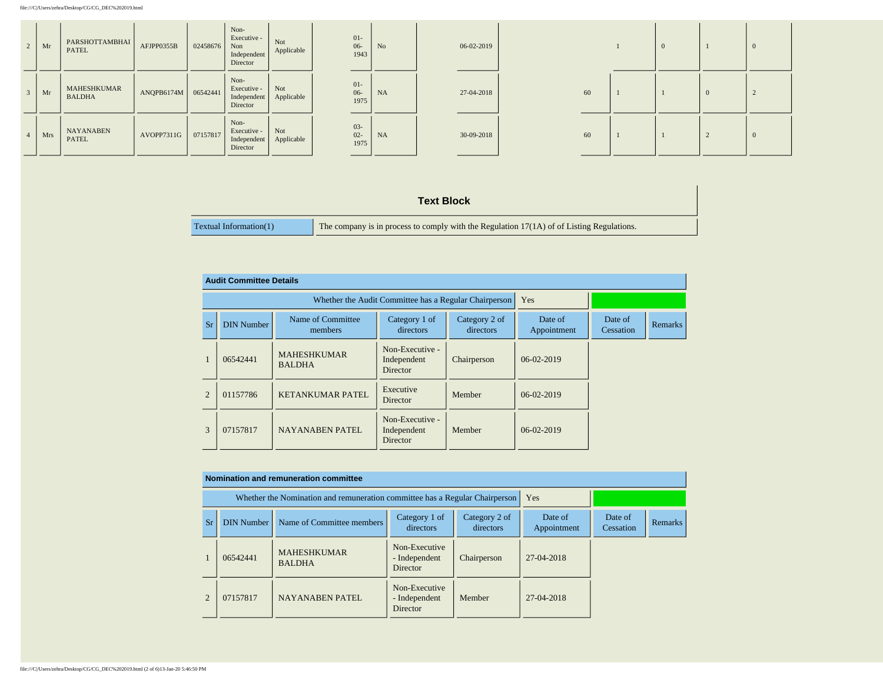| | | | | | | | | | | | | | | | | | |
|---|---|---|---|---|---|---|---|---|---|---|---|---|---|---|---|---|---|
| 2 | Mr | PARSHOTTAMBHAI PATEL | AFJPP0355B | 02458676 | Non-Executive - Non Independent Director | Not Applicable | | 01-06-1943 | No | | 06-02-2019 | | | 1 | 0 | 1 | 0 |
| 3 | Mr | MAHESHKUMAR BALDHA | ANQPB6174M | 06542441 | Non-Executive - Independent Director | Not Applicable | | 01-06-1975 | NA | | 27-04-2018 | | 60 | 1 | 1 | 0 | 2 |
| 4 | Mrs | NAYANABEN PATEL | AVOPP7311G | 07157817 | Non-Executive - Independent Director | Not Applicable | | 03-02-1975 | NA | | 30-09-2018 | | 60 | 1 | 1 | 2 | 0 |

## Text Block

| | |
|---|---|
| Textual Information(1) | The company is in process to comply with the Regulation 17(1A) of of Listing Regulations. |

## Audit Committee Details

| Whether the Audit Committee has a Regular Chairperson | Yes |
|---|---|

| Sr | DIN Number | Name of Committee members | Category 1 of directors | Category 2 of directors | Date of Appointment | Date of Cessation | Remarks |
|---|---|---|---|---|---|---|---|
| 1 | 06542441 | MAHESHKUMAR BALDHA | Non-Executive - Independent Director | Chairperson | 06-02-2019 | | |
| 2 | 01157786 | KETANKUMAR PATEL | Executive Director | Member | 06-02-2019 | | |
| 3 | 07157817 | NAYANABEN PATEL | Non-Executive - Independent Director | Member | 06-02-2019 | | |

## Nomination and remuneration committee

| Whether the Nomination and remuneration committee has a Regular Chairperson | Yes |
|---|---|

| Sr | DIN Number | Name of Committee members | Category 1 of directors | Category 2 of directors | Date of Appointment | Date of Cessation | Remarks |
|---|---|---|---|---|---|---|---|
| 1 | 06542441 | MAHESHKUMAR BALDHA | Non-Executive - Independent Director | Chairperson | 27-04-2018 | | |
| 2 | 07157817 | NAYANABEN PATEL | Non-Executive - Independent Director | Member | 27-04-2018 | | |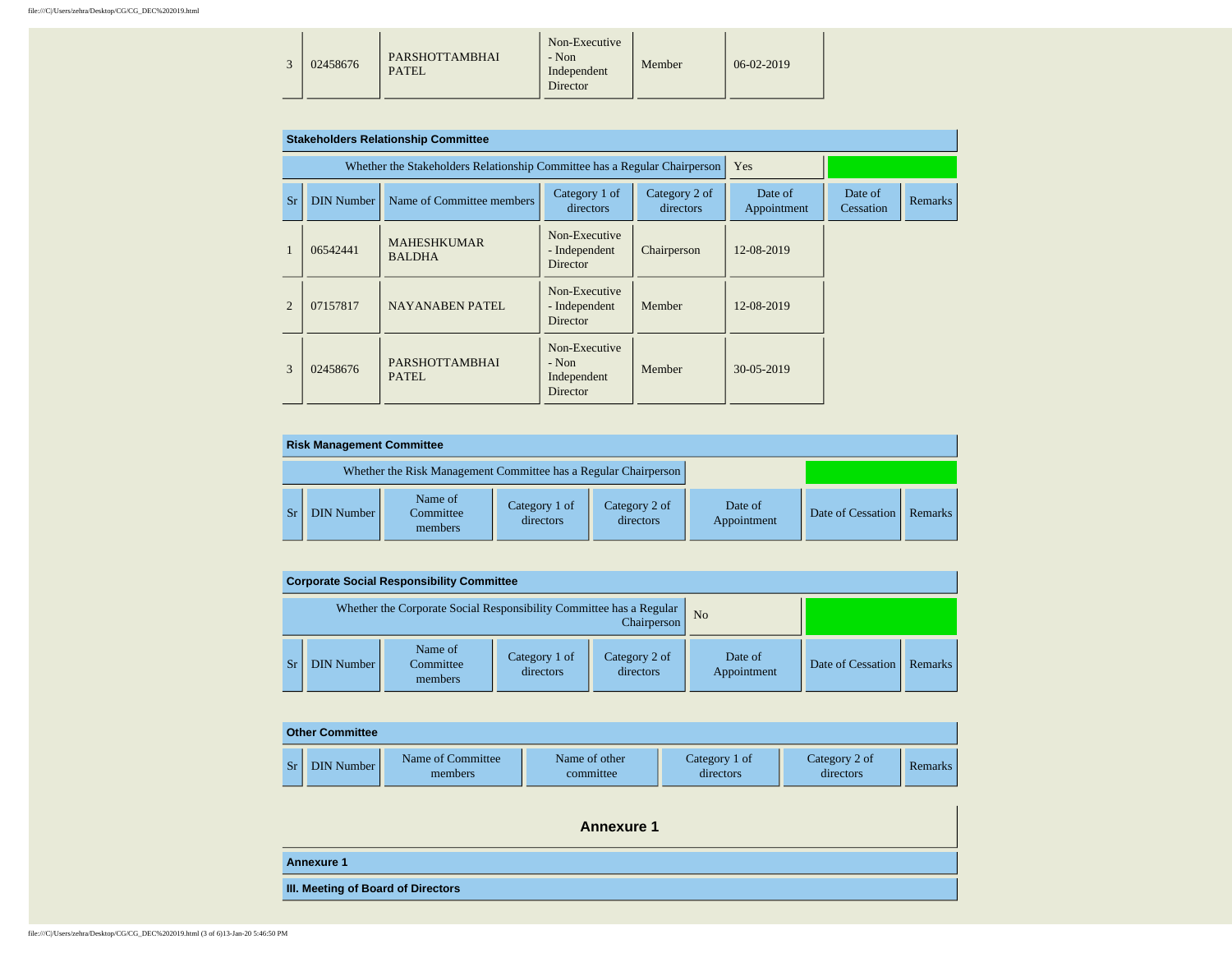| 3 | 02458676 | PARSHOTTAMBHAI PATEL | Non-Executive - Non Independent Director | Member | 06-02-2019 | | |
|---|---|---|---|---|---|---|---|

**Stakeholders Relationship Committee**

Whether the Stakeholders Relationship Committee has a Regular Chairperson: Yes

| Sr | DIN Number | Name of Committee members | Category 1 of directors | Category 2 of directors | Date of Appointment | Date of Cessation | Remarks |
|---|---|---|---|---|---|---|---|
| 1 | 06542441 | MAHESHKUMAR BALDHA | Non-Executive - Independent Director | Chairperson | 12-08-2019 | | |
| 2 | 07157817 | NAYANABEN PATEL | Non-Executive - Independent Director | Member | 12-08-2019 | | |
| 3 | 02458676 | PARSHOTTAMBHAI PATEL | Non-Executive - Non Independent Director | Member | 30-05-2019 | | |

**Risk Management Committee**

Whether the Risk Management Committee has a Regular Chairperson

| Sr | DIN Number | Name of Committee members | Category 1 of directors | Category 2 of directors | Date of Appointment | Date of Cessation | Remarks |
|---|---|---|---|---|---|---|---|

**Corporate Social Responsibility Committee**

Whether the Corporate Social Responsibility Committee has a Regular Chairperson: No

| Sr | DIN Number | Name of Committee members | Category 1 of directors | Category 2 of directors | Date of Appointment | Date of Cessation | Remarks |
|---|---|---|---|---|---|---|---|

**Other Committee**

| Sr | DIN Number | Name of Committee members | Name of other committee | Category 1 of directors | Category 2 of directors | Remarks |
|---|---|---|---|---|---|---|

## Annexure 1

**Annexure 1**

**III. Meeting of Board of Directors**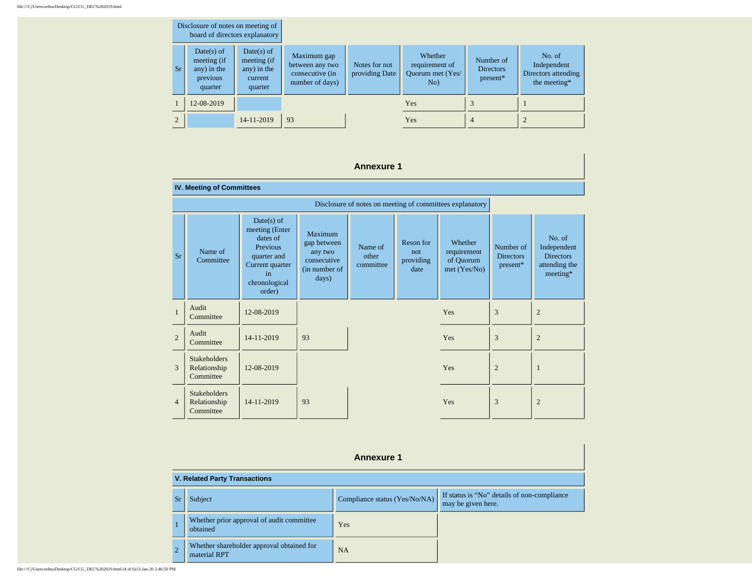Disclosure of notes on meeting of board of directors explanatory

| Sr | Date(s) of meeting (if any) in the previous quarter | Date(s) of meeting (if any) in the current quarter | Maximum gap between any two consecutive (in number of days) | Notes for not providing Date | Whether requirement of Quorum met (Yes/ No) | Number of Directors present* | No. of Independent Directors attending the meeting* |
|---|---|---|---|---|---|---|---|
| 1 | 12-08-2019 | | | | Yes | 3 | 1 |
| 2 | | 14-11-2019 | 93 | | Yes | 4 | 2 |

## Annexure 1

### IV. Meeting of Committees

Disclosure of notes on meeting of committees explanatory

| Sr | Name of Committee | Date(s) of meeting (Enter dates of Previous quarter and Current quarter in chronological order) | Maximum gap between any two consecutive (in number of days) | Name of other committee | Reson for not providing date | Whether requirement of Quorum met (Yes/No) | Number of Directors present* | No. of Independent Directors attending the meeting* |
|---|---|---|---|---|---|---|---|---|
| 1 | Audit Committee | 12-08-2019 | | | | Yes | 3 | 2 |
| 2 | Audit Committee | 14-11-2019 | 93 | | | Yes | 3 | 2 |
| 3 | Stakeholders Relationship Committee | 12-08-2019 | | | | Yes | 2 | 1 |
| 4 | Stakeholders Relationship Committee | 14-11-2019 | 93 | | | Yes | 3 | 2 |

## Annexure 1

### V. Related Party Transactions

| Sr | Subject | Compliance status (Yes/No/NA) | If status is "No" details of non-compliance may be given here. |
|---|---|---|---|
| 1 | Whether prior approval of audit committee obtained | Yes | |
| 2 | Whether shareholder approval obtained for material RPT | NA | |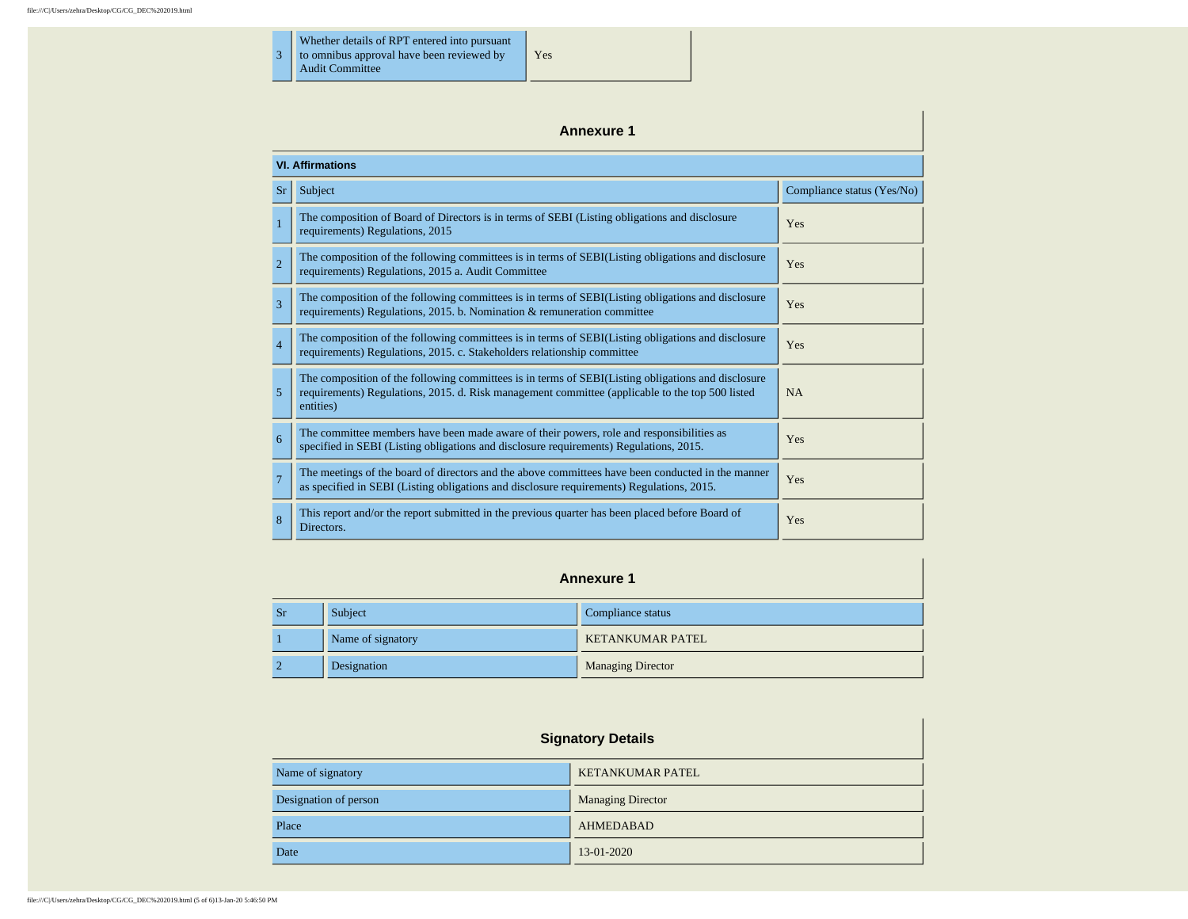| 3 | Whether details of RPT entered into pursuant to omnibus approval have been reviewed by Audit Committee | Yes |
|---|---|---|

## Annexure 1

**VI. Affirmations**

| Sr | Subject | Compliance status (Yes/No) |
|---|---|---|
| 1 | The composition of Board of Directors is in terms of SEBI (Listing obligations and disclosure requirements) Regulations, 2015 | Yes |
| 2 | The composition of the following committees is in terms of SEBI(Listing obligations and disclosure requirements) Regulations, 2015 a. Audit Committee | Yes |
| 3 | The composition of the following committees is in terms of SEBI(Listing obligations and disclosure requirements) Regulations, 2015. b. Nomination & remuneration committee | Yes |
| 4 | The composition of the following committees is in terms of SEBI(Listing obligations and disclosure requirements) Regulations, 2015. c. Stakeholders relationship committee | Yes |
| 5 | The composition of the following committees is in terms of SEBI(Listing obligations and disclosure requirements) Regulations, 2015. d. Risk management committee (applicable to the top 500 listed entities) | NA |
| 6 | The committee members have been made aware of their powers, role and responsibilities as specified in SEBI (Listing obligations and disclosure requirements) Regulations, 2015. | Yes |
| 7 | The meetings of the board of directors and the above committees have been conducted in the manner as specified in SEBI (Listing obligations and disclosure requirements) Regulations, 2015. | Yes |
| 8 | This report and/or the report submitted in the previous quarter has been placed before Board of Directors. | Yes |

## Annexure 1

| Sr | Subject | Compliance status |
|---|---|---|
| 1 | Name of signatory | KETANKUMAR PATEL |
| 2 | Designation | Managing Director |

## Signatory Details

| Name of signatory | KETANKUMAR PATEL |
|---|---|
| Designation of person | Managing Director |
| Place | AHMEDABAD |
| Date | 13-01-2020 |